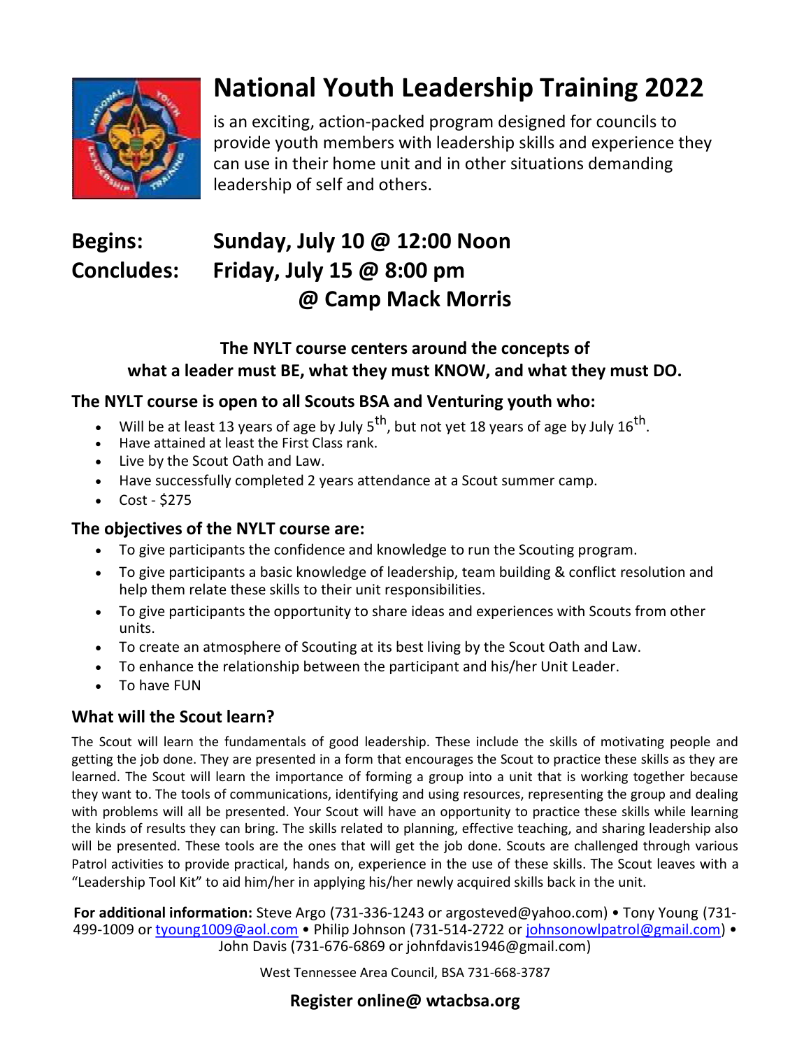# National Youth Leadership Training 2022

is an exciting, action-packed program designed for councils to provide youth members with leadership skills and experience they can use in their home unit and in other situations demanding leadership of self and others.

**Begins: Sunday, July 10 @ 12:00 Noon**
**Concludes: Friday, July 15 @ 8:00 pm**
**@ Camp Mack Morris**

**The NYLT course centers around the concepts of what a leader must BE, what they must KNOW, and what they must DO.**

### The NYLT course is open to all Scouts BSA and Venturing youth who:

- Will be at least 13 years of age by July 5th, but not yet 18 years of age by July 16th.
- Have attained at least the First Class rank.
- Live by the Scout Oath and Law.
- Have successfully completed 2 years attendance at a Scout summer camp.
- Cost - $275

### The objectives of the NYLT course are:

- To give participants the confidence and knowledge to run the Scouting program.
- To give participants a basic knowledge of leadership, team building & conflict resolution and help them relate these skills to their unit responsibilities.
- To give participants the opportunity to share ideas and experiences with Scouts from other units.
- To create an atmosphere of Scouting at its best living by the Scout Oath and Law.
- To enhance the relationship between the participant and his/her Unit Leader.
- To have FUN

### What will the Scout learn?

The Scout will learn the fundamentals of good leadership. These include the skills of motivating people and getting the job done. They are presented in a form that encourages the Scout to practice these skills as they are learned. The Scout will learn the importance of forming a group into a unit that is working together because they want to. The tools of communications, identifying and using resources, representing the group and dealing with problems will all be presented. Your Scout will have an opportunity to practice these skills while learning the kinds of results they can bring. The skills related to planning, effective teaching, and sharing leadership also will be presented. These tools are the ones that will get the job done. Scouts are challenged through various Patrol activities to provide practical, hands on, experience in the use of these skills. The Scout leaves with a "Leadership Tool Kit" to aid him/her in applying his/her newly acquired skills back in the unit.

**For additional information:** Steve Argo (731-336-1243 or argosteved@yahoo.com) • Tony Young (731-499-1009 or tyoung1009@aol.com • Philip Johnson (731-514-2722 or johnsonowlpatrol@gmail.com) • John Davis (731-676-6869 or johnfdavis1946@gmail.com)

West Tennessee Area Council, BSA 731-668-3787

**Register online@ wtacbsa.org**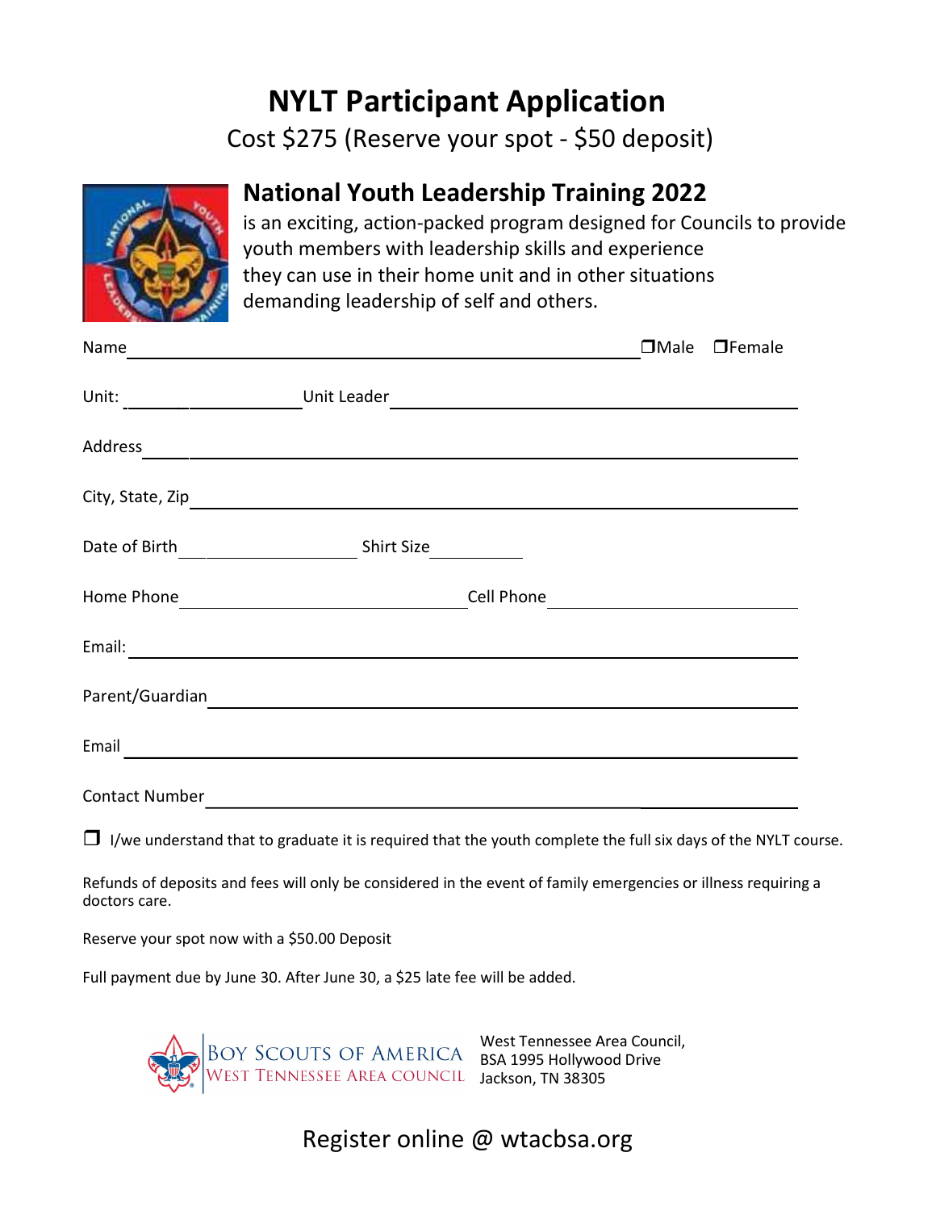# NYLT Participant Application

Cost $275 (Reserve your spot - $50 deposit)

## National Youth Leadership Training 2022

is an exciting, action-packed program designed for Councils to provide youth members with leadership skills and experience they can use in their home unit and in other situations demanding leadership of self and others.

Name ________________________________ ❐Male ❐Female

Unit: ____________ Unit Leader ________________________________

Address ________________________________

City, State, Zip ________________________________

Date of Birth ____________ Shirt Size ________

Home Phone ____________________ Cell Phone ____________________

Email: ________________________________

Parent/Guardian ________________________________

Email ________________________________

Contact Number ________________________________

❐ I/we understand that to graduate it is required that the youth complete the full six days of the NYLT course.

Refunds of deposits and fees will only be considered in the event of family emergencies or illness requiring a doctors care.

Reserve your spot now with a $50.00 Deposit

Full payment due by June 30. After June 30, a $25 late fee will be added.

Boy Scouts of America
West Tennessee Area Council

West Tennessee Area Council,
BSA 1995 Hollywood Drive
Jackson, TN 38305

Register online @ wtacbsa.org